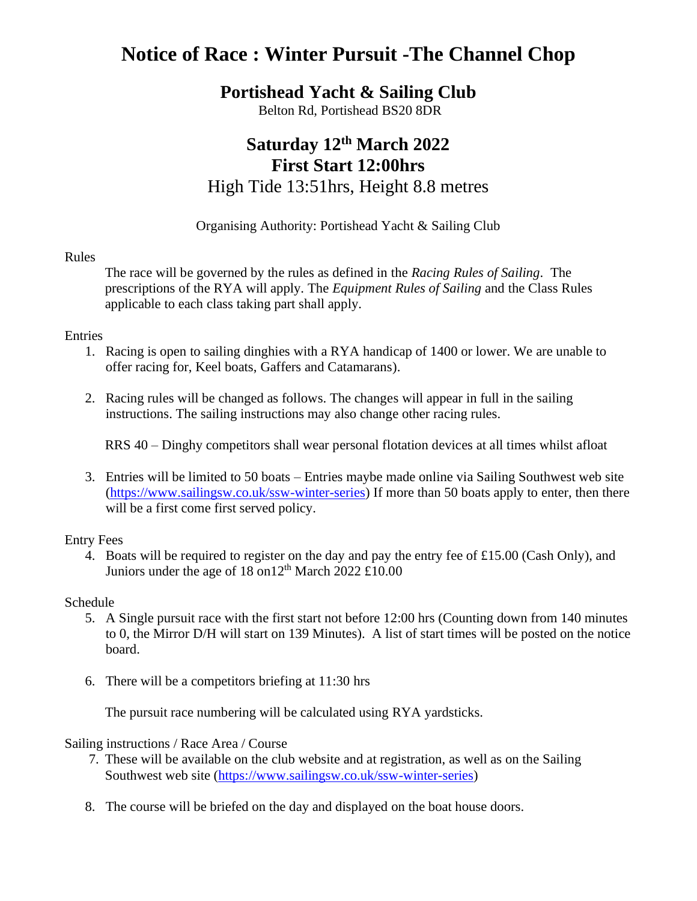# Notice of Race : Winter Pursuit -The Channel Chop

## Portishead Yacht & Sailing Club

Belton Rd, Portishead BS20 8DR

## Saturday 12th March 2022
## First Start 12:00hrs

High Tide 13:51hrs, Height 8.8 metres

Organising Authority: Portishead Yacht & Sailing Club

Rules

The race will be governed by the rules as defined in the *Racing Rules of Sailing*. The prescriptions of the RYA will apply. The *Equipment Rules of Sailing* and the Class Rules applicable to each class taking part shall apply.

Entries

1. Racing is open to sailing dinghies with a RYA handicap of 1400 or lower. We are unable to offer racing for, Keel boats, Gaffers and Catamarans).

2. Racing rules will be changed as follows. The changes will appear in full in the sailing instructions. The sailing instructions may also change other racing rules.

   RRS 40 – Dinghy competitors shall wear personal flotation devices at all times whilst afloat

3. Entries will be limited to 50 boats – Entries maybe made online via Sailing Southwest web site (https://www.sailingsw.co.uk/ssw-winter-series) If more than 50 boats apply to enter, then there will be a first come first served policy.

Entry Fees

4. Boats will be required to register on the day and pay the entry fee of £15.00 (Cash Only), and Juniors under the age of 18 on12th March 2022 £10.00

Schedule

5. A Single pursuit race with the first start not before 12:00 hrs (Counting down from 140 minutes to 0, the Mirror D/H will start on 139 Minutes). A list of start times will be posted on the notice board.

6. There will be a competitors briefing at 11:30 hrs

   The pursuit race numbering will be calculated using RYA yardsticks.

Sailing instructions / Race Area / Course

7. These will be available on the club website and at registration, as well as on the Sailing Southwest web site (https://www.sailingsw.co.uk/ssw-winter-series)

8. The course will be briefed on the day and displayed on the boat house doors.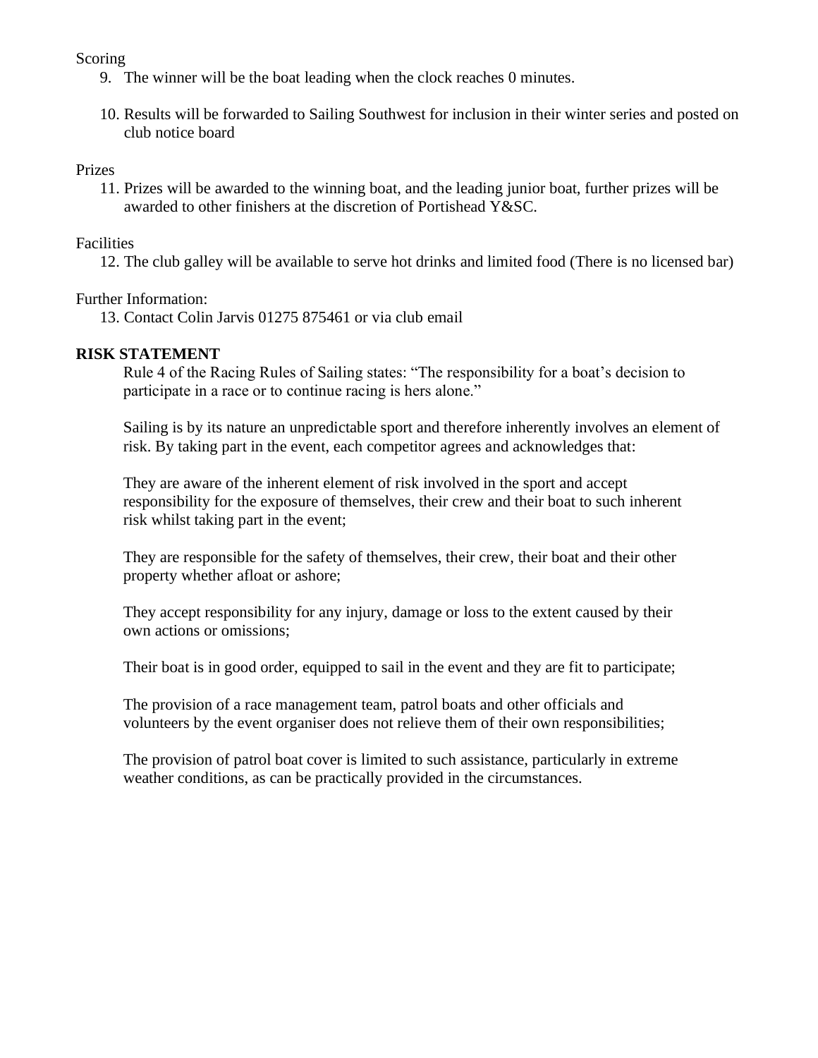Scoring

9. The winner will be the boat leading when the clock reaches 0 minutes.

10. Results will be forwarded to Sailing Southwest for inclusion in their winter series and posted on club notice board

Prizes

11. Prizes will be awarded to the winning boat, and the leading junior boat, further prizes will be awarded to other finishers at the discretion of Portishead Y&SC.

Facilities

12. The club galley will be available to serve hot drinks and limited food (There is no licensed bar)

Further Information:

13. Contact Colin Jarvis 01275 875461 or via club email

**RISK STATEMENT**

Rule 4 of the Racing Rules of Sailing states: "The responsibility for a boat's decision to participate in a race or to continue racing is hers alone."

Sailing is by its nature an unpredictable sport and therefore inherently involves an element of risk. By taking part in the event, each competitor agrees and acknowledges that:

They are aware of the inherent element of risk involved in the sport and accept responsibility for the exposure of themselves, their crew and their boat to such inherent risk whilst taking part in the event;

They are responsible for the safety of themselves, their crew, their boat and their other property whether afloat or ashore;

They accept responsibility for any injury, damage or loss to the extent caused by their own actions or omissions;

Their boat is in good order, equipped to sail in the event and they are fit to participate;

The provision of a race management team, patrol boats and other officials and volunteers by the event organiser does not relieve them of their own responsibilities;

The provision of patrol boat cover is limited to such assistance, particularly in extreme weather conditions, as can be practically provided in the circumstances.